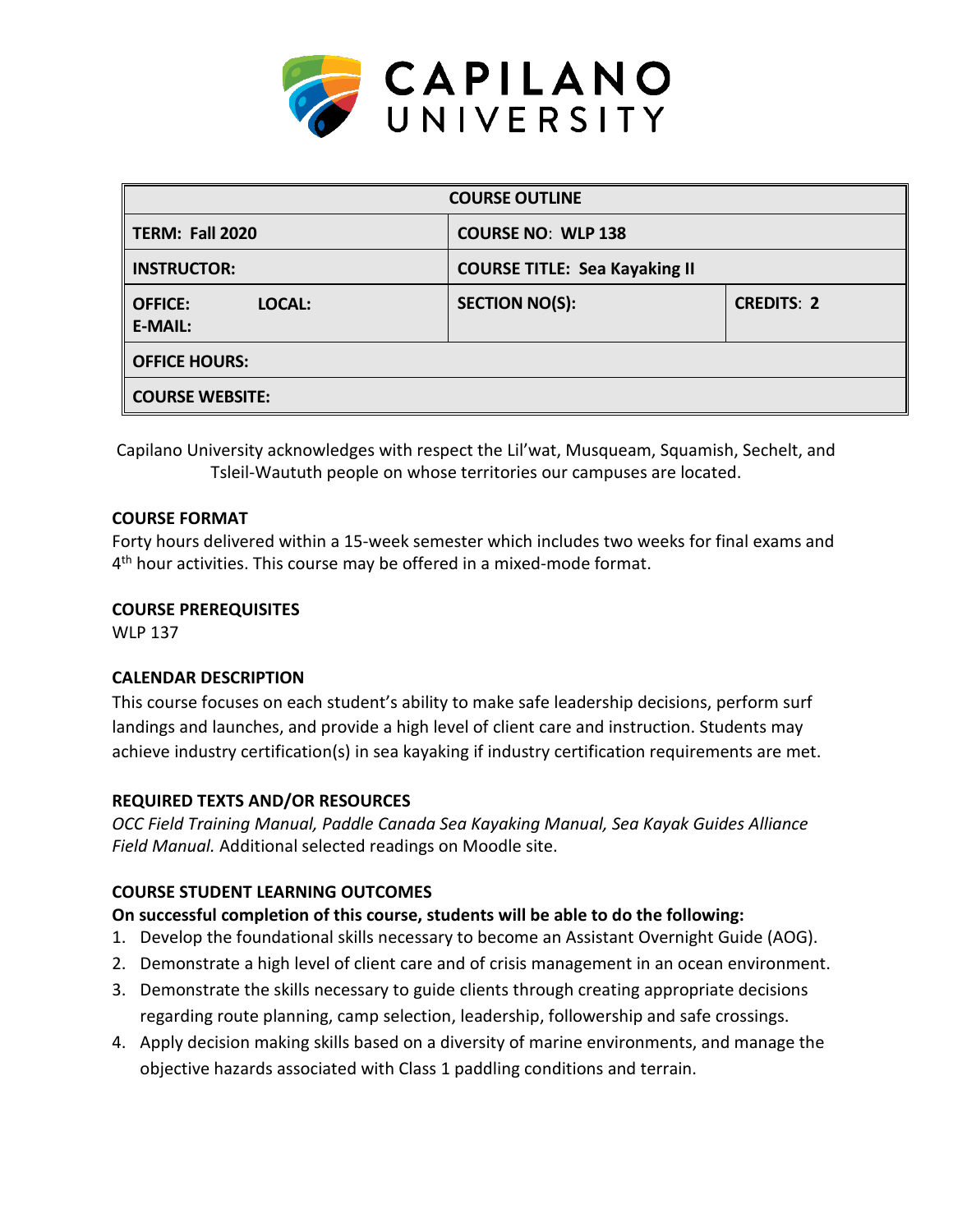CAPILANO UNIVERSITY

| COURSE OUTLINE | | |
|---|---|---|
| **TERM: Fall 2020** | **COURSE NO: WLP 138** | |
| **INSTRUCTOR:** | **COURSE TITLE: Sea Kayaking II** | |
| **OFFICE: LOCAL:**<br>**E-MAIL:** | **SECTION NO(S):** | **CREDITS: 2** |
| **OFFICE HOURS:** | | |
| **COURSE WEBSITE:** | | |

Capilano University acknowledges with respect the Lil'wat, Musqueam, Squamish, Sechelt, and Tsleil-Waututh people on whose territories our campuses are located.

## COURSE FORMAT

Forty hours delivered within a 15-week semester which includes two weeks for final exams and 4th hour activities. This course may be offered in a mixed-mode format.

## COURSE PREREQUISITES

WLP 137

## CALENDAR DESCRIPTION

This course focuses on each student's ability to make safe leadership decisions, perform surf landings and launches, and provide a high level of client care and instruction. Students may achieve industry certification(s) in sea kayaking if industry certification requirements are met.

## REQUIRED TEXTS AND/OR RESOURCES

*OCC Field Training Manual, Paddle Canada Sea Kayaking Manual, Sea Kayak Guides Alliance Field Manual.* Additional selected readings on Moodle site.

## COURSE STUDENT LEARNING OUTCOMES

**On successful completion of this course, students will be able to do the following:**

1. Develop the foundational skills necessary to become an Assistant Overnight Guide (AOG).
2. Demonstrate a high level of client care and of crisis management in an ocean environment.
3. Demonstrate the skills necessary to guide clients through creating appropriate decisions regarding route planning, camp selection, leadership, followership and safe crossings.
4. Apply decision making skills based on a diversity of marine environments, and manage the objective hazards associated with Class 1 paddling conditions and terrain.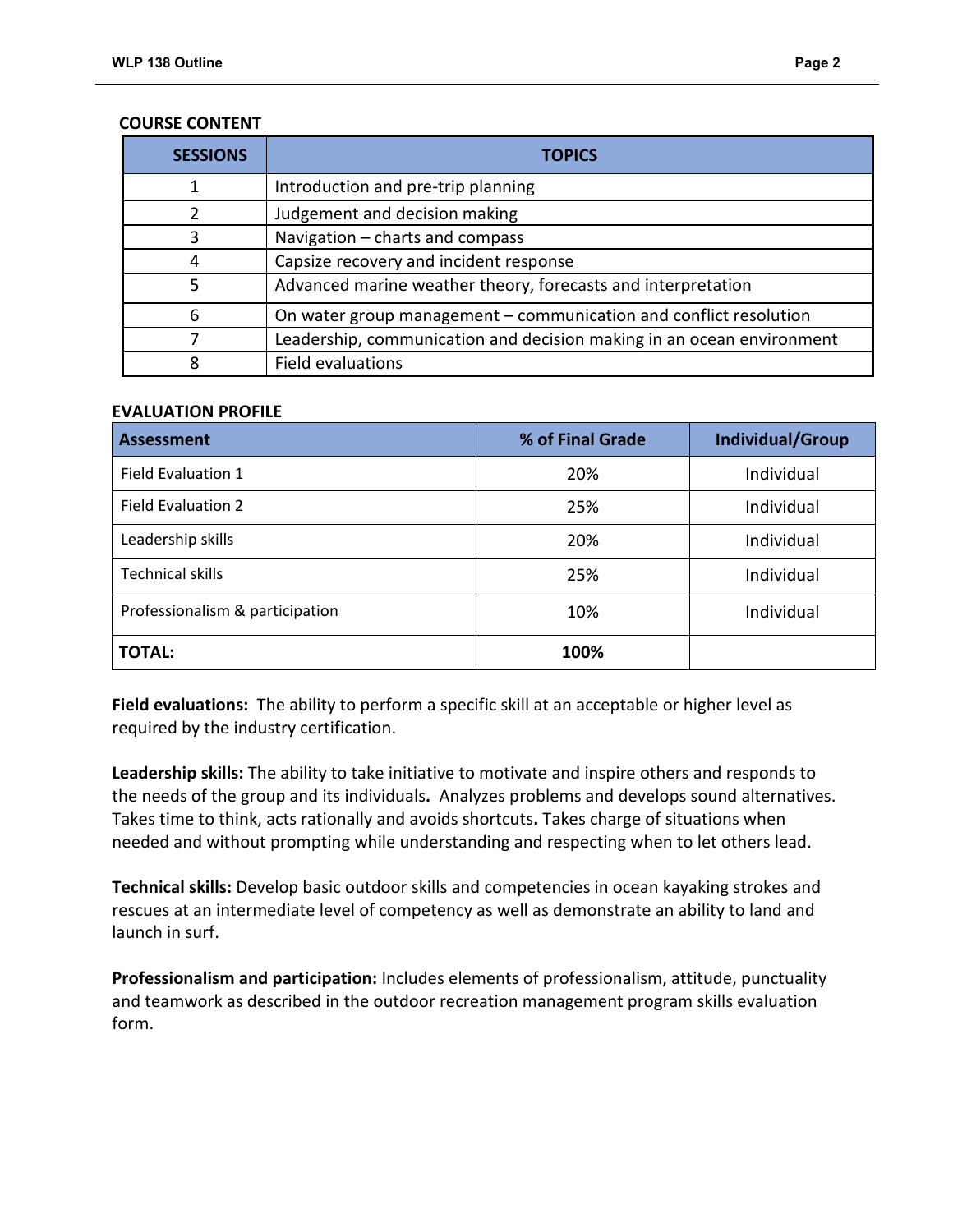## COURSE CONTENT

| SESSIONS | TOPICS |
|---|---|
| 1 | Introduction and pre-trip planning |
| 2 | Judgement and decision making |
| 3 | Navigation – charts and compass |
| 4 | Capsize recovery and incident response |
| 5 | Advanced marine weather theory, forecasts and interpretation |
| 6 | On water group management – communication and conflict resolution |
| 7 | Leadership, communication and decision making in an ocean environment |
| 8 | Field evaluations |

## EVALUATION PROFILE

| Assessment | % of Final Grade | Individual/Group |
|---|---|---|
| Field Evaluation 1 | 20% | Individual |
| Field Evaluation 2 | 25% | Individual |
| Leadership skills | 20% | Individual |
| Technical skills | 25% | Individual |
| Professionalism & participation | 10% | Individual |
| **TOTAL:** | **100%** | |

**Field evaluations:** The ability to perform a specific skill at an acceptable or higher level as required by the industry certification.

**Leadership skills:** The ability to take initiative to motivate and inspire others and responds to the needs of the group and its individuals**.** Analyzes problems and develops sound alternatives. Takes time to think, acts rationally and avoids shortcuts**.** Takes charge of situations when needed and without prompting while understanding and respecting when to let others lead.

**Technical skills:** Develop basic outdoor skills and competencies in ocean kayaking strokes and rescues at an intermediate level of competency as well as demonstrate an ability to land and launch in surf.

**Professionalism and participation:** Includes elements of professionalism, attitude, punctuality and teamwork as described in the outdoor recreation management program skills evaluation form.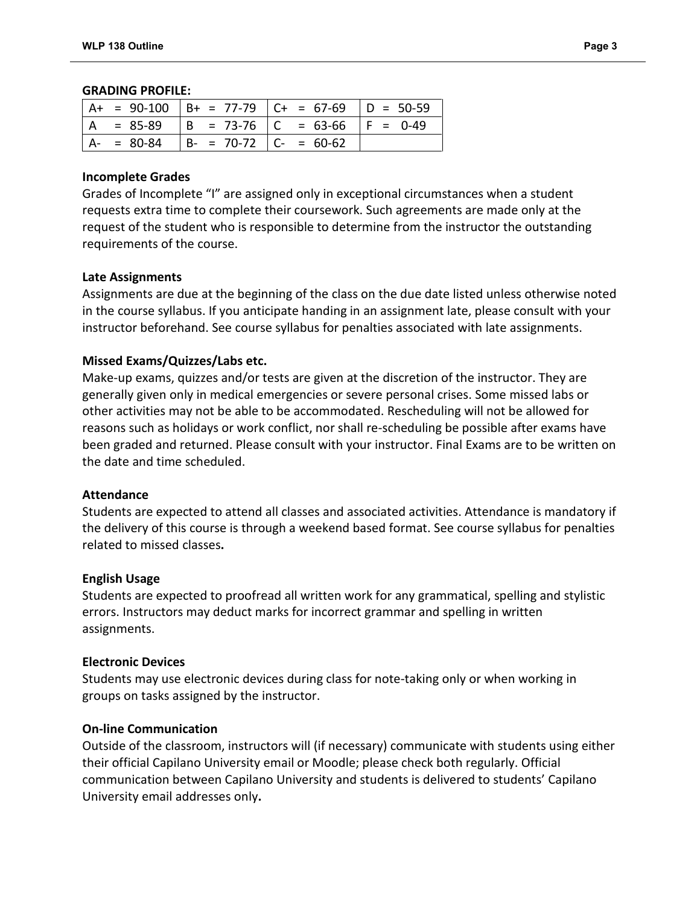**GRADING PROFILE:**

| A+ = 90-100 | B+ = 77-79 | C+ = 67-69 | D = 50-59 |
|---|---|---|---|
| A = 85-89 | B = 73-76 | C = 63-66 | F = 0-49 |
| A- = 80-84 | B- = 70-72 | C- = 60-62 | |

**Incomplete Grades**

Grades of Incomplete "I" are assigned only in exceptional circumstances when a student requests extra time to complete their coursework. Such agreements are made only at the request of the student who is responsible to determine from the instructor the outstanding requirements of the course.

**Late Assignments**

Assignments are due at the beginning of the class on the due date listed unless otherwise noted in the course syllabus. If you anticipate handing in an assignment late, please consult with your instructor beforehand. See course syllabus for penalties associated with late assignments.

**Missed Exams/Quizzes/Labs etc.**

Make-up exams, quizzes and/or tests are given at the discretion of the instructor. They are generally given only in medical emergencies or severe personal crises. Some missed labs or other activities may not be able to be accommodated. Rescheduling will not be allowed for reasons such as holidays or work conflict, nor shall re-scheduling be possible after exams have been graded and returned. Please consult with your instructor. Final Exams are to be written on the date and time scheduled.

**Attendance**

Students are expected to attend all classes and associated activities. Attendance is mandatory if the delivery of this course is through a weekend based format. See course syllabus for penalties related to missed classes**.**

**English Usage**

Students are expected to proofread all written work for any grammatical, spelling and stylistic errors. Instructors may deduct marks for incorrect grammar and spelling in written assignments.

**Electronic Devices**

Students may use electronic devices during class for note-taking only or when working in groups on tasks assigned by the instructor.

**On-line Communication**

Outside of the classroom, instructors will (if necessary) communicate with students using either their official Capilano University email or Moodle; please check both regularly. Official communication between Capilano University and students is delivered to students' Capilano University email addresses only**.**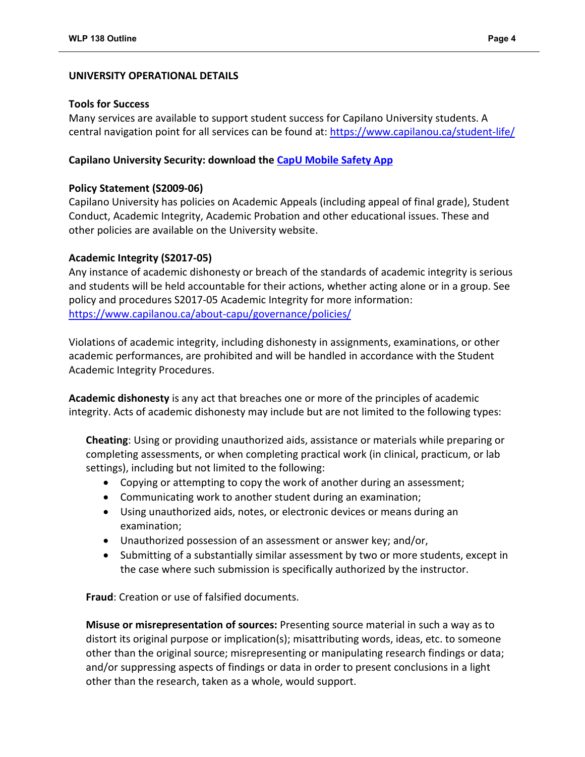## UNIVERSITY OPERATIONAL DETAILS

### Tools for Success

Many services are available to support student success for Capilano University students. A central navigation point for all services can be found at: [https://www.capilanou.ca/student-life/](https://www.capilanou.ca/student-life/)

### Capilano University Security: download the [CapU Mobile Safety App]()

### Policy Statement (S2009-06)

Capilano University has policies on Academic Appeals (including appeal of final grade), Student Conduct, Academic Integrity, Academic Probation and other educational issues. These and other policies are available on the University website.

### Academic Integrity (S2017-05)

Any instance of academic dishonesty or breach of the standards of academic integrity is serious and students will be held accountable for their actions, whether acting alone or in a group. See policy and procedures S2017-05 Academic Integrity for more information: [https://www.capilanou.ca/about-capu/governance/policies/](https://www.capilanou.ca/about-capu/governance/policies/)

Violations of academic integrity, including dishonesty in assignments, examinations, or other academic performances, are prohibited and will be handled in accordance with the Student Academic Integrity Procedures.

**Academic dishonesty** is any act that breaches one or more of the principles of academic integrity. Acts of academic dishonesty may include but are not limited to the following types:

**Cheating**: Using or providing unauthorized aids, assistance or materials while preparing or completing assessments, or when completing practical work (in clinical, practicum, or lab settings), including but not limited to the following:

- Copying or attempting to copy the work of another during an assessment;
- Communicating work to another student during an examination;
- Using unauthorized aids, notes, or electronic devices or means during an examination;
- Unauthorized possession of an assessment or answer key; and/or,
- Submitting of a substantially similar assessment by two or more students, except in the case where such submission is specifically authorized by the instructor.

**Fraud**: Creation or use of falsified documents.

**Misuse or misrepresentation of sources:** Presenting source material in such a way as to distort its original purpose or implication(s); misattributing words, ideas, etc. to someone other than the original source; misrepresenting or manipulating research findings or data; and/or suppressing aspects of findings or data in order to present conclusions in a light other than the research, taken as a whole, would support.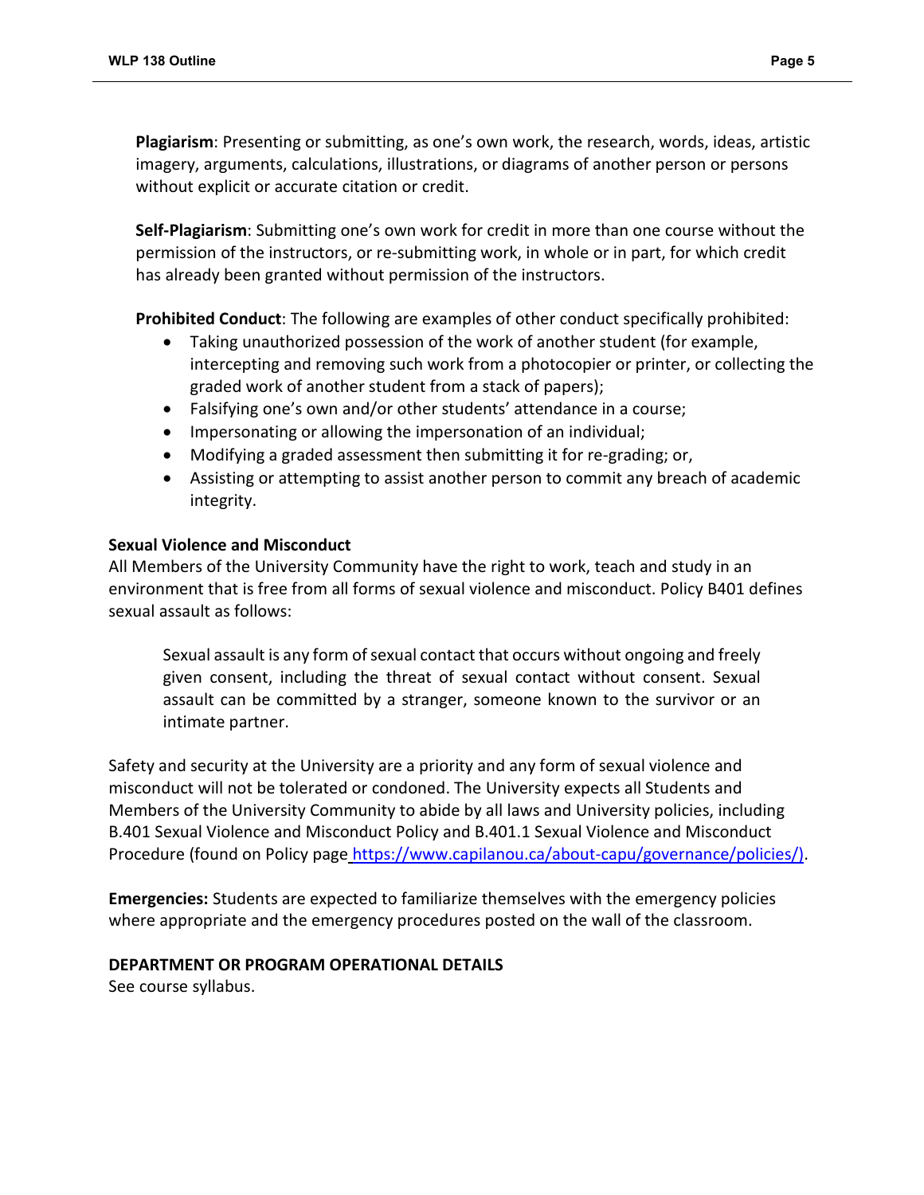**Plagiarism**: Presenting or submitting, as one's own work, the research, words, ideas, artistic imagery, arguments, calculations, illustrations, or diagrams of another person or persons without explicit or accurate citation or credit.

**Self-Plagiarism**: Submitting one's own work for credit in more than one course without the permission of the instructors, or re-submitting work, in whole or in part, for which credit has already been granted without permission of the instructors.

**Prohibited Conduct**: The following are examples of other conduct specifically prohibited:

- Taking unauthorized possession of the work of another student (for example, intercepting and removing such work from a photocopier or printer, or collecting the graded work of another student from a stack of papers);
- Falsifying one's own and/or other students' attendance in a course;
- Impersonating or allowing the impersonation of an individual;
- Modifying a graded assessment then submitting it for re-grading; or,
- Assisting or attempting to assist another person to commit any breach of academic integrity.

**Sexual Violence and Misconduct**

All Members of the University Community have the right to work, teach and study in an environment that is free from all forms of sexual violence and misconduct. Policy B401 defines sexual assault as follows:

> Sexual assault is any form of sexual contact that occurs without ongoing and freely given consent, including the threat of sexual contact without consent. Sexual assault can be committed by a stranger, someone known to the survivor or an intimate partner.

Safety and security at the University are a priority and any form of sexual violence and misconduct will not be tolerated or condoned. The University expects all Students and Members of the University Community to abide by all laws and University policies, including B.401 Sexual Violence and Misconduct Policy and B.401.1 Sexual Violence and Misconduct Procedure (found on Policy page https://www.capilanou.ca/about-capu/governance/policies/).

**Emergencies:** Students are expected to familiarize themselves with the emergency policies where appropriate and the emergency procedures posted on the wall of the classroom.

**DEPARTMENT OR PROGRAM OPERATIONAL DETAILS**

See course syllabus.